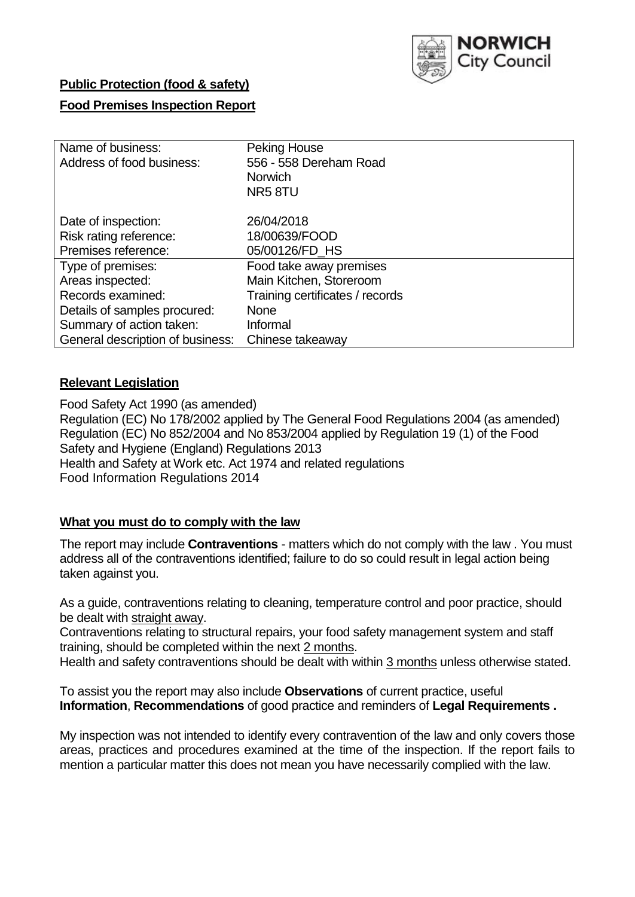NORWICH City Council

**Public Protection (food & safety)**

**Food Premises Inspection Report**

| Name of business: | Peking House |
|---|---|
| Address of food business: | 556 - 558 Dereham Road<br>Norwich<br>NR5 8TU |
| Date of inspection: | 26/04/2018 |
| Risk rating reference: | 18/00639/FOOD |
| Premises reference: | 05/00126/FD_HS |
| Type of premises: | Food take away premises |
| Areas inspected: | Main Kitchen, Storeroom |
| Records examined: | Training certificates / records |
| Details of samples procured: | None |
| Summary of action taken: | Informal |
| General description of business: | Chinese takeaway |

## Relevant Legislation

Food Safety Act 1990 (as amended)
Regulation (EC) No 178/2002 applied by The General Food Regulations 2004 (as amended)
Regulation (EC) No 852/2004 and No 853/2004 applied by Regulation 19 (1) of the Food Safety and Hygiene (England) Regulations 2013
Health and Safety at Work etc. Act 1974 and related regulations
Food Information Regulations 2014

## What you must do to comply with the law

The report may include **Contraventions** - matters which do not comply with the law . You must address all of the contraventions identified; failure to do so could result in legal action being taken against you.

As a guide, contraventions relating to cleaning, temperature control and poor practice, should be dealt with straight away.

Contraventions relating to structural repairs, your food safety management system and staff training, should be completed within the next 2 months.

Health and safety contraventions should be dealt with within 3 months unless otherwise stated.

To assist you the report may also include **Observations** of current practice, useful **Information**, **Recommendations** of good practice and reminders of **Legal Requirements .**

My inspection was not intended to identify every contravention of the law and only covers those areas, practices and procedures examined at the time of the inspection. If the report fails to mention a particular matter this does not mean you have necessarily complied with the law.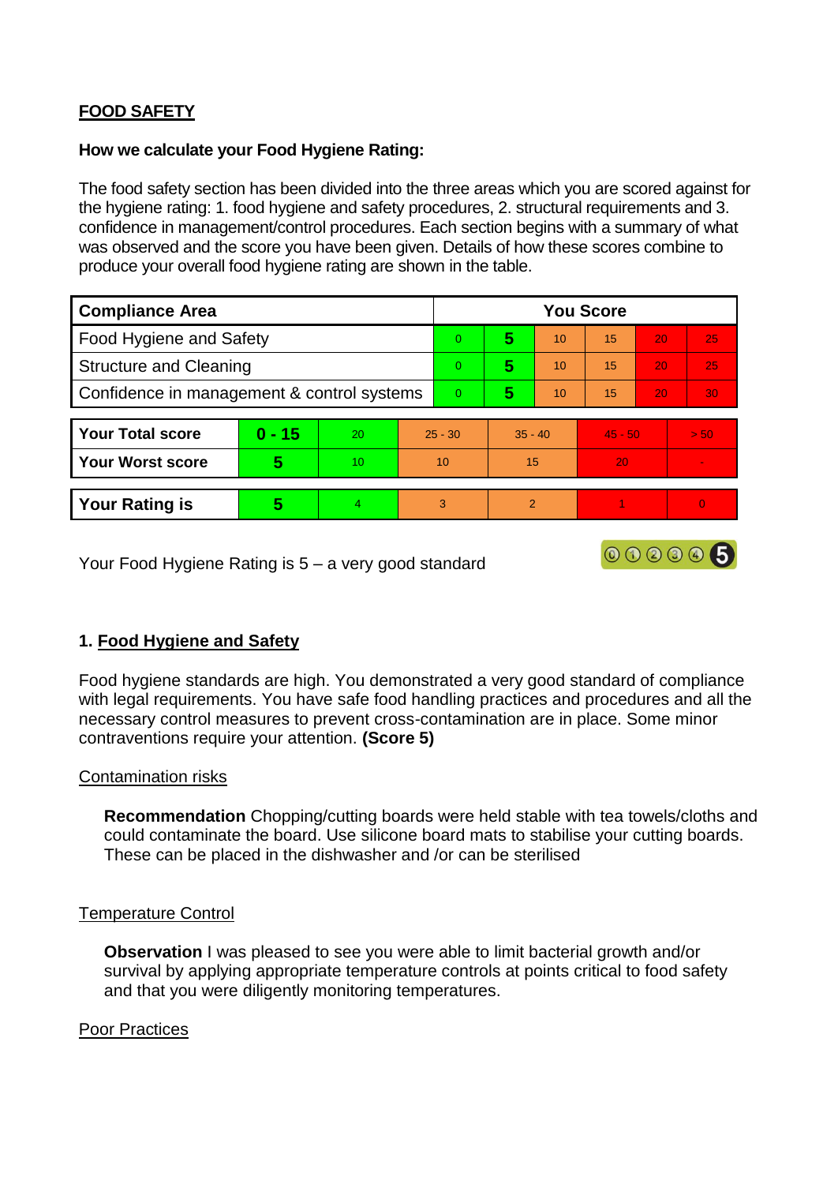## FOOD SAFETY

**How we calculate your Food Hygiene Rating:**

The food safety section has been divided into the three areas which you are scored against for the hygiene rating: 1. food hygiene and safety procedures, 2. structural requirements and 3. confidence in management/control procedures. Each section begins with a summary of what was observed and the score you have been given. Details of how these scores combine to produce your overall food hygiene rating are shown in the table.

| Compliance Area | You Score | | | | | |
|---|---|---|---|---|---|---|
| Food Hygiene and Safety | 0 | **5** | 10 | 15 | 20 | 25 |
| Structure and Cleaning | 0 | **5** | 10 | 15 | 20 | 25 |
| Confidence in management & control systems | 0 | **5** | 10 | 15 | 20 | 30 |

| | | | | | | |
|---|---|---|---|---|---|---|
| **Your Total score** | **0 - 15** | 20 | 25 - 30 | 35 - 40 | 45 - 50 | > 50 |
| **Your Worst score** | **5** | 10 | 10 | 15 | 20 | - |
| **Your Rating is** | **5** | 4 | 3 | 2 | 1 | 0 |

Your Food Hygiene Rating is 5 – a very good standard

### 1. Food Hygiene and Safety

Food hygiene standards are high. You demonstrated a very good standard of compliance with legal requirements. You have safe food handling practices and procedures and all the necessary control measures to prevent cross-contamination are in place. Some minor contraventions require your attention. **(Score 5)**

#### Contamination risks

**Recommendation** Chopping/cutting boards were held stable with tea towels/cloths and could contaminate the board. Use silicone board mats to stabilise your cutting boards. These can be placed in the dishwasher and /or can be sterilised

#### Temperature Control

**Observation** I was pleased to see you were able to limit bacterial growth and/or survival by applying appropriate temperature controls at points critical to food safety and that you were diligently monitoring temperatures.

#### Poor Practices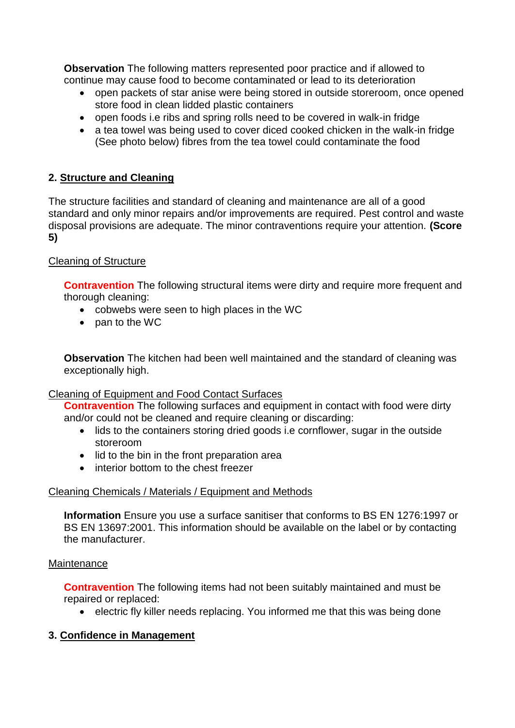**Observation** The following matters represented poor practice and if allowed to continue may cause food to become contaminated or lead to its deterioration

- open packets of star anise were being stored in outside storeroom, once opened store food in clean lidded plastic containers
- open foods i.e ribs and spring rolls need to be covered in walk-in fridge
- a tea towel was being used to cover diced cooked chicken in the walk-in fridge (See photo below) fibres from the tea towel could contaminate the food

## 2. Structure and Cleaning

The structure facilities and standard of cleaning and maintenance are all of a good standard and only minor repairs and/or improvements are required. Pest control and waste disposal provisions are adequate. The minor contraventions require your attention. **(Score 5)**

### Cleaning of Structure

**Contravention** The following structural items were dirty and require more frequent and thorough cleaning:

- cobwebs were seen to high places in the WC
- pan to the WC

**Observation** The kitchen had been well maintained and the standard of cleaning was exceptionally high.

### Cleaning of Equipment and Food Contact Surfaces

**Contravention** The following surfaces and equipment in contact with food were dirty and/or could not be cleaned and require cleaning or discarding:

- lids to the containers storing dried goods i.e cornflower, sugar in the outside storeroom
- lid to the bin in the front preparation area
- interior bottom to the chest freezer

### Cleaning Chemicals / Materials / Equipment and Methods

**Information** Ensure you use a surface sanitiser that conforms to BS EN 1276:1997 or BS EN 13697:2001. This information should be available on the label or by contacting the manufacturer.

### Maintenance

**Contravention** The following items had not been suitably maintained and must be repaired or replaced:

- electric fly killer needs replacing. You informed me that this was being done

## 3. Confidence in Management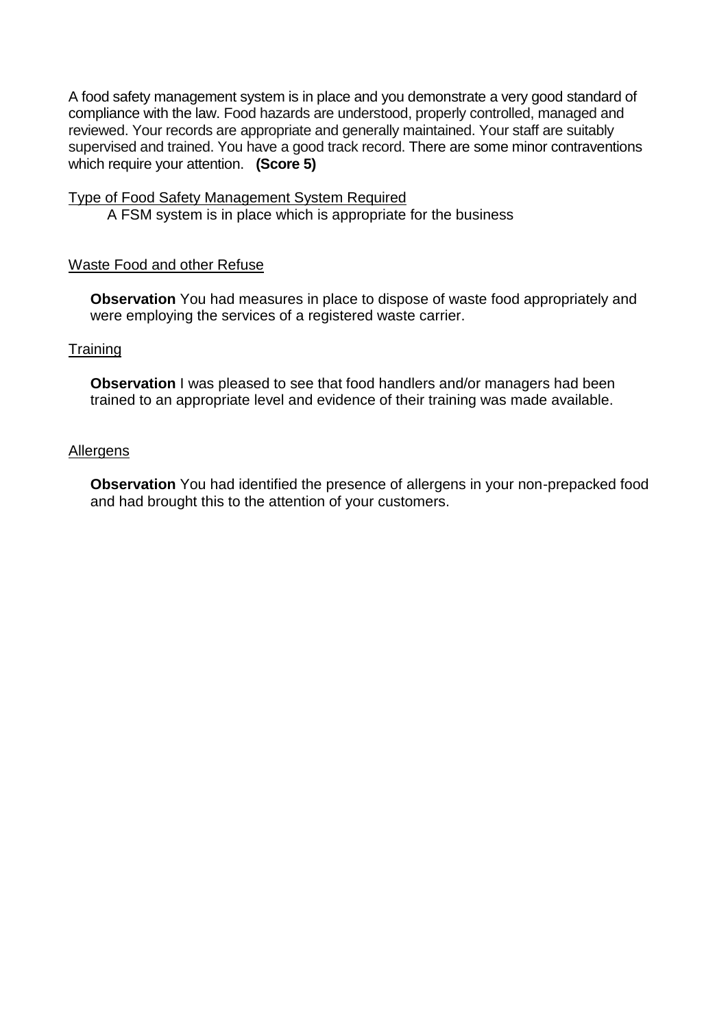A food safety management system is in place and you demonstrate a very good standard of compliance with the law. Food hazards are understood, properly controlled, managed and reviewed. Your records are appropriate and generally maintained. Your staff are suitably supervised and trained. You have a good track record. There are some minor contraventions which require your attention. **(Score 5)**

<u>Type of Food Safety Management System Required</u>

A FSM system is in place which is appropriate for the business

<u>Waste Food and other Refuse</u>

**Observation** You had measures in place to dispose of waste food appropriately and were employing the services of a registered waste carrier.

<u>Training</u>

**Observation** I was pleased to see that food handlers and/or managers had been trained to an appropriate level and evidence of their training was made available.

<u>Allergens</u>

**Observation** You had identified the presence of allergens in your non-prepacked food and had brought this to the attention of your customers.